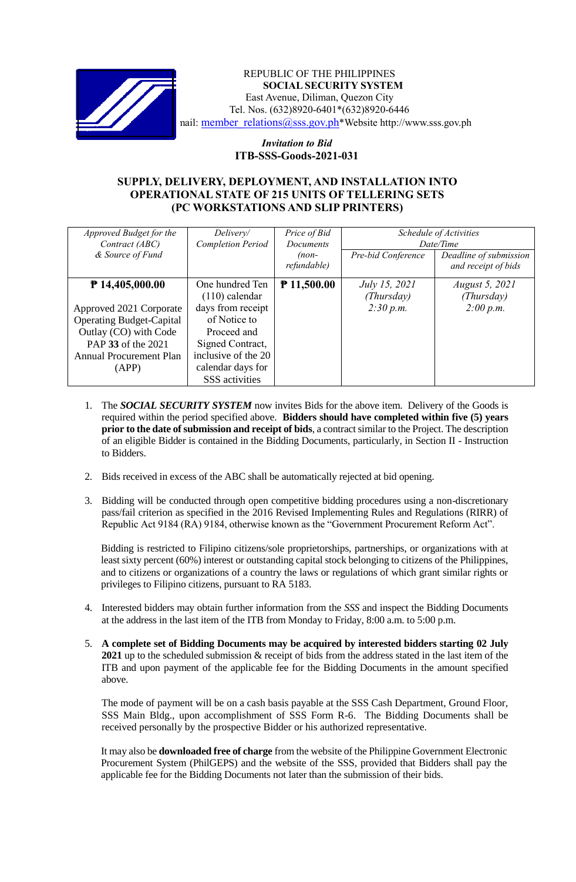REPUBLIC OF THE PHILIPPINES
**SOCIAL SECURITY SYSTEM**
East Avenue, Diliman, Quezon City
Tel. Nos. (632)8920-6401*(632)8920-6446
nail: member_relations@sss.gov.ph*Website http://www.sss.gov.ph

*Invitation to Bid*
**ITB-SSS-Goods-2021-031**

## SUPPLY, DELIVERY, DEPLOYMENT, AND INSTALLATION INTO OPERATIONAL STATE OF 215 UNITS OF TELLERING SETS (PC WORKSTATIONS AND SLIP PRINTERS)

| *Approved Budget for the Contract (ABC) & Source of Fund* | *Delivery/ Completion Period* | *Price of Bid Documents (non-refundable)* | *Schedule of Activities Date/Time* | |
|---|---|---|---|---|
| | | | *Pre-bid Conference* | *Deadline of submission and receipt of bids* |
| **₱ 14,405,000.00**<br><br>Approved 2021 Corporate Operating Budget-Capital Outlay (CO) with Code PAP **33** of the 2021 Annual Procurement Plan (APP) | One hundred Ten (110) calendar days from receipt of Notice to Proceed and Signed Contract, inclusive of the 20 calendar days for SSS activities | **₱ 11,500.00** | *July 15, 2021 (Thursday) 2:30 p.m.* | *August 5, 2021 (Thursday) 2:00 p.m.* |

1. The ***SOCIAL SECURITY SYSTEM*** now invites Bids for the above item. Delivery of the Goods is required within the period specified above. **Bidders should have completed within five (5) years prior to the date of submission and receipt of bids**, a contract similar to the Project. The description of an eligible Bidder is contained in the Bidding Documents, particularly, in Section II - Instruction to Bidders.

2. Bids received in excess of the ABC shall be automatically rejected at bid opening.

3. Bidding will be conducted through open competitive bidding procedures using a non-discretionary pass/fail criterion as specified in the 2016 Revised Implementing Rules and Regulations (RIRR) of Republic Act 9184 (RA) 9184, otherwise known as the "Government Procurement Reform Act".

   Bidding is restricted to Filipino citizens/sole proprietorships, partnerships, or organizations with at least sixty percent (60%) interest or outstanding capital stock belonging to citizens of the Philippines, and to citizens or organizations of a country the laws or regulations of which grant similar rights or privileges to Filipino citizens, pursuant to RA 5183.

4. Interested bidders may obtain further information from the *SSS* and inspect the Bidding Documents at the address in the last item of the ITB from Monday to Friday, 8:00 a.m. to 5:00 p.m.

5. **A complete set of Bidding Documents may be acquired by interested bidders starting 02 July 2021** up to the scheduled submission & receipt of bids from the address stated in the last item of the ITB and upon payment of the applicable fee for the Bidding Documents in the amount specified above.

   The mode of payment will be on a cash basis payable at the SSS Cash Department, Ground Floor, SSS Main Bldg., upon accomplishment of SSS Form R-6. The Bidding Documents shall be received personally by the prospective Bidder or his authorized representative.

   It may also be **downloaded free of charge** from the website of the Philippine Government Electronic Procurement System (PhilGEPS) and the website of the SSS, provided that Bidders shall pay the applicable fee for the Bidding Documents not later than the submission of their bids.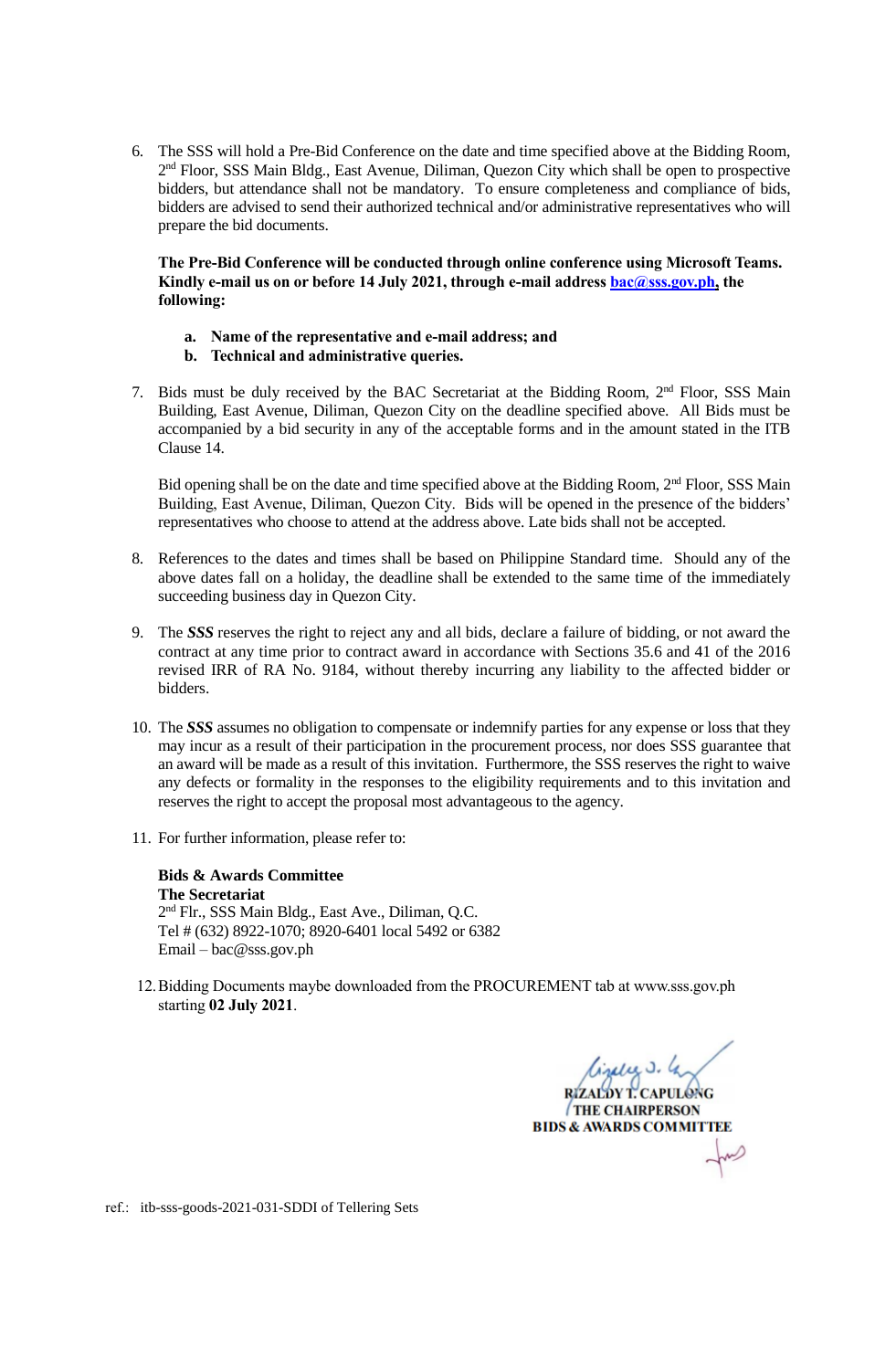6. The SSS will hold a Pre-Bid Conference on the date and time specified above at the Bidding Room, 2nd Floor, SSS Main Bldg., East Avenue, Diliman, Quezon City which shall be open to prospective bidders, but attendance shall not be mandatory. To ensure completeness and compliance of bids, bidders are advised to send their authorized technical and/or administrative representatives who will prepare the bid documents.

   **The Pre-Bid Conference will be conducted through online conference using Microsoft Teams. Kindly e-mail us on or before 14 July 2021, through e-mail address [bac@sss.gov.ph](mailto:bac@sss.gov.ph), the following:**

   **a. Name of the representative and e-mail address; and**
   **b. Technical and administrative queries.**

7. Bids must be duly received by the BAC Secretariat at the Bidding Room, 2nd Floor, SSS Main Building, East Avenue, Diliman, Quezon City on the deadline specified above. All Bids must be accompanied by a bid security in any of the acceptable forms and in the amount stated in the ITB Clause 14.

   Bid opening shall be on the date and time specified above at the Bidding Room, 2nd Floor, SSS Main Building, East Avenue, Diliman, Quezon City. Bids will be opened in the presence of the bidders' representatives who choose to attend at the address above. Late bids shall not be accepted.

8. References to the dates and times shall be based on Philippine Standard time. Should any of the above dates fall on a holiday, the deadline shall be extended to the same time of the immediately succeeding business day in Quezon City.

9. The ***SSS*** reserves the right to reject any and all bids, declare a failure of bidding, or not award the contract at any time prior to contract award in accordance with Sections 35.6 and 41 of the 2016 revised IRR of RA No. 9184, without thereby incurring any liability to the affected bidder or bidders.

10. The ***SSS*** assumes no obligation to compensate or indemnify parties for any expense or loss that they may incur as a result of their participation in the procurement process, nor does SSS guarantee that an award will be made as a result of this invitation. Furthermore, the SSS reserves the right to waive any defects or formality in the responses to the eligibility requirements and to this invitation and reserves the right to accept the proposal most advantageous to the agency.

11. For further information, please refer to:

    **Bids & Awards Committee**
    **The Secretariat**
    2nd Flr., SSS Main Bldg., East Ave., Diliman, Q.C.
    Tel # (632) 8922-1070; 8920-6401 local 5492 or 6382
    Email – bac@sss.gov.ph

12. Bidding Documents maybe downloaded from the PROCUREMENT tab at www.sss.gov.ph starting **02 July 2021**.

**RIZALDY T. CAPULONG**
**THE CHAIRPERSON**
**BIDS & AWARDS COMMITTEE**

ref.: itb-sss-goods-2021-031-SDDI of Tellering Sets